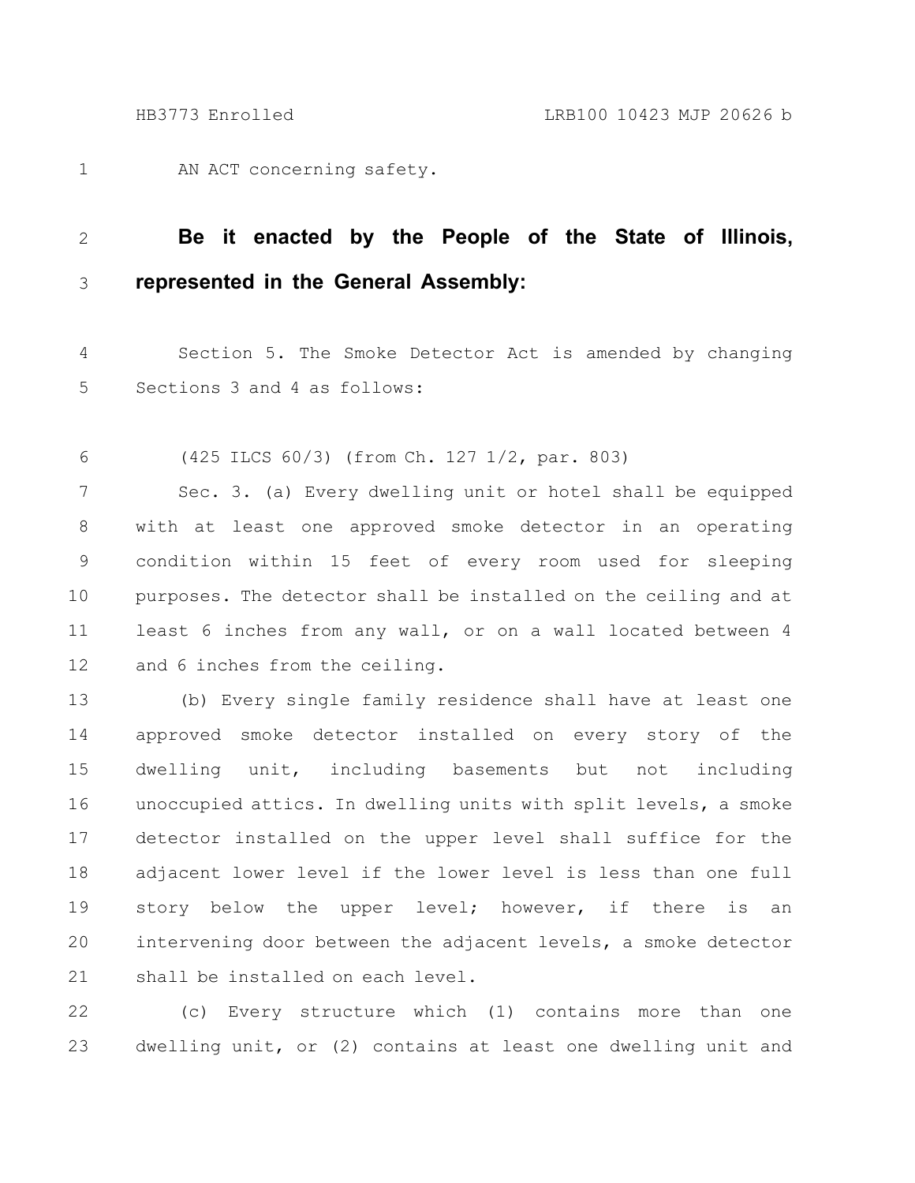AN ACT concerning safety.

**Be it enacted by the People of the State of Illinois, represented in the General Assembly:**

Section 5. The Smoke Detector Act is amended by changing Sections 3 and 4 as follows:

(425 ILCS 60/3) (from Ch. 127 1/2, par. 803)

Sec. 3. (a) Every dwelling unit or hotel shall be equipped with at least one approved smoke detector in an operating condition within 15 feet of every room used for sleeping purposes. The detector shall be installed on the ceiling and at least 6 inches from any wall, or on a wall located between 4 and 6 inches from the ceiling.

(b) Every single family residence shall have at least one approved smoke detector installed on every story of the dwelling unit, including basements but not including unoccupied attics. In dwelling units with split levels, a smoke detector installed on the upper level shall suffice for the adjacent lower level if the lower level is less than one full story below the upper level; however, if there is an intervening door between the adjacent levels, a smoke detector shall be installed on each level.

(c) Every structure which (1) contains more than one dwelling unit, or (2) contains at least one dwelling unit and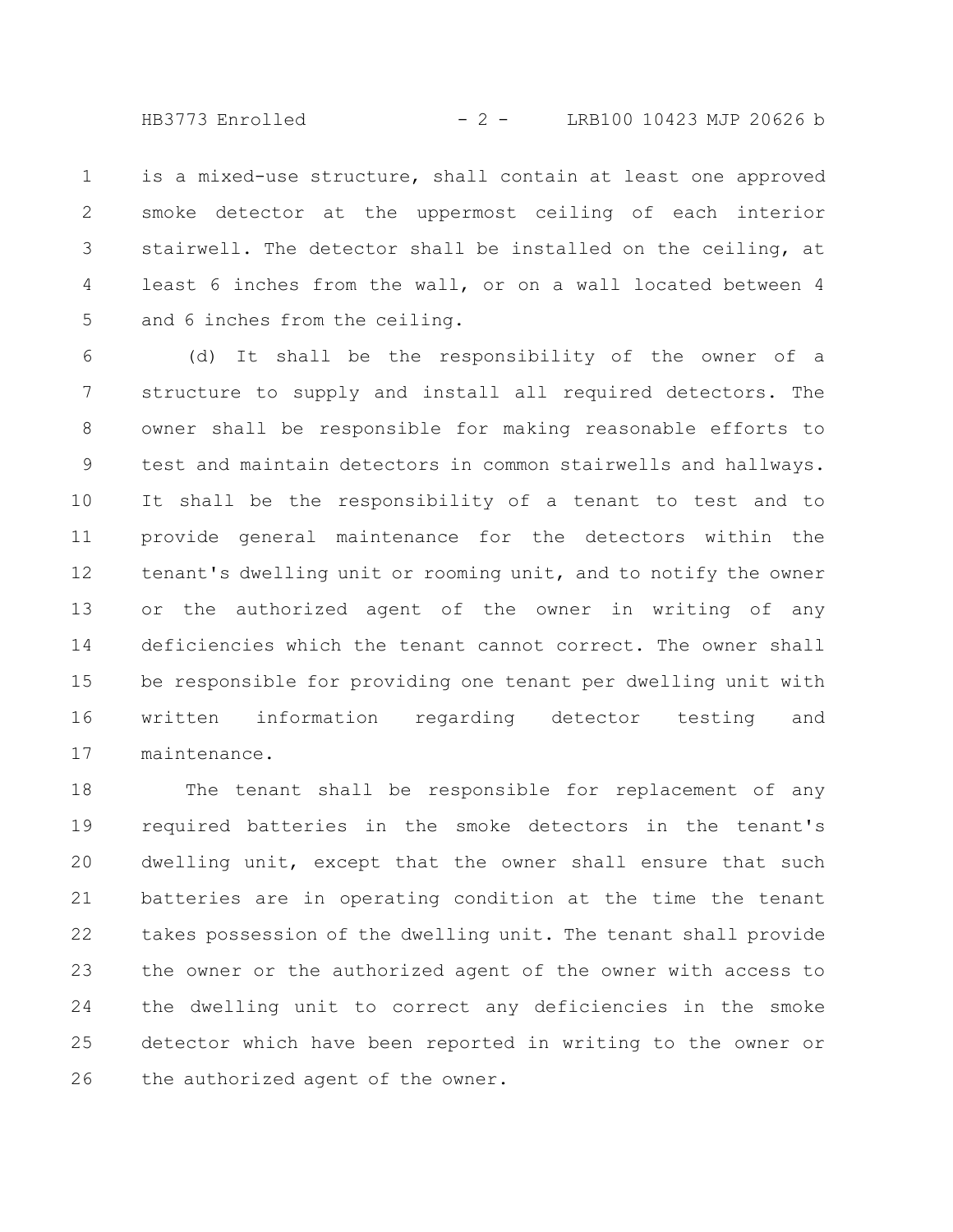is a mixed-use structure, shall contain at least one approved smoke detector at the uppermost ceiling of each interior stairwell. The detector shall be installed on the ceiling, at least 6 inches from the wall, or on a wall located between 4 and 6 inches from the ceiling.

(d) It shall be the responsibility of the owner of a structure to supply and install all required detectors. The owner shall be responsible for making reasonable efforts to test and maintain detectors in common stairwells and hallways. It shall be the responsibility of a tenant to test and to provide general maintenance for the detectors within the tenant's dwelling unit or rooming unit, and to notify the owner or the authorized agent of the owner in writing of any deficiencies which the tenant cannot correct. The owner shall be responsible for providing one tenant per dwelling unit with written information regarding detector testing and maintenance.

The tenant shall be responsible for replacement of any required batteries in the smoke detectors in the tenant's dwelling unit, except that the owner shall ensure that such batteries are in operating condition at the time the tenant takes possession of the dwelling unit. The tenant shall provide the owner or the authorized agent of the owner with access to the dwelling unit to correct any deficiencies in the smoke detector which have been reported in writing to the owner or the authorized agent of the owner.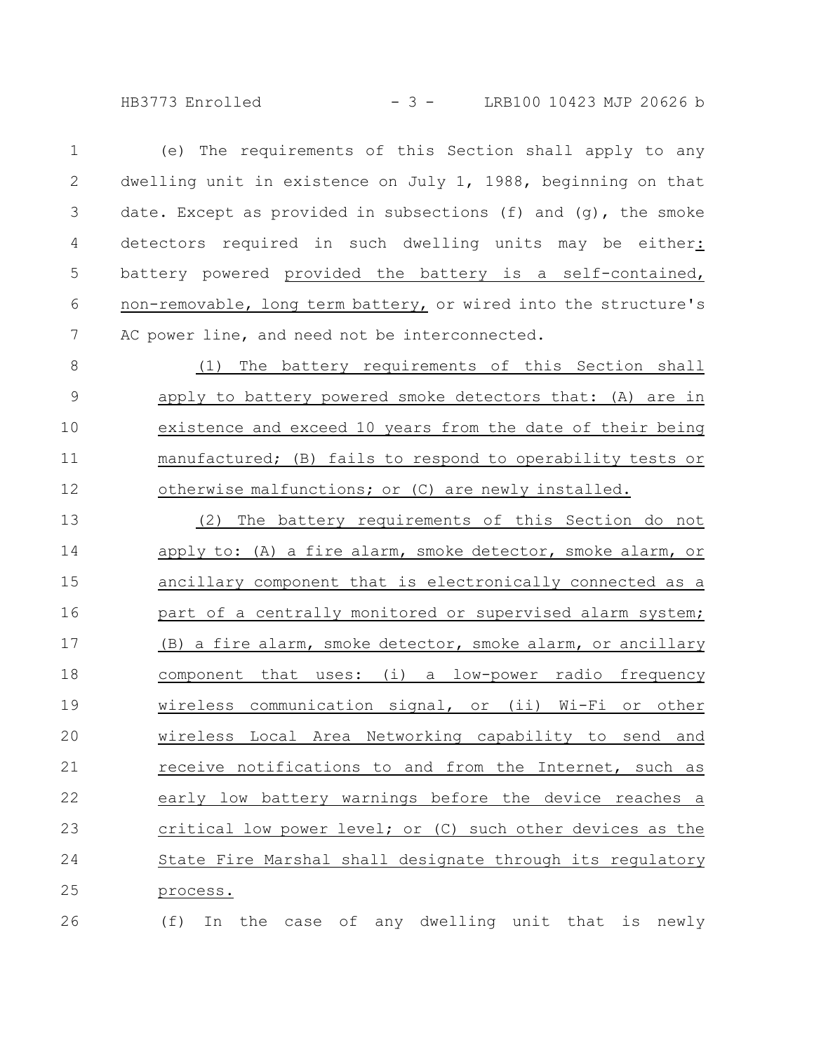(e) The requirements of this Section shall apply to any dwelling unit in existence on July 1, 1988, beginning on that date. Except as provided in subsections (f) and (g), the smoke detectors required in such dwelling units may be either: battery powered provided the battery is a self-contained, non-removable, long term battery, or wired into the structure's AC power line, and need not be interconnected.

(1) The battery requirements of this Section shall apply to battery powered smoke detectors that: (A) are in existence and exceed 10 years from the date of their being manufactured; (B) fails to respond to operability tests or otherwise malfunctions; or (C) are newly installed.

(2) The battery requirements of this Section do not apply to: (A) a fire alarm, smoke detector, smoke alarm, or ancillary component that is electronically connected as a part of a centrally monitored or supervised alarm system; (B) a fire alarm, smoke detector, smoke alarm, or ancillary component that uses: (i) a low-power radio frequency wireless communication signal, or (ii) Wi-Fi or other wireless Local Area Networking capability to send and receive notifications to and from the Internet, such as early low battery warnings before the device reaches a critical low power level; or (C) such other devices as the State Fire Marshal shall designate through its regulatory process.

(f) In the case of any dwelling unit that is newly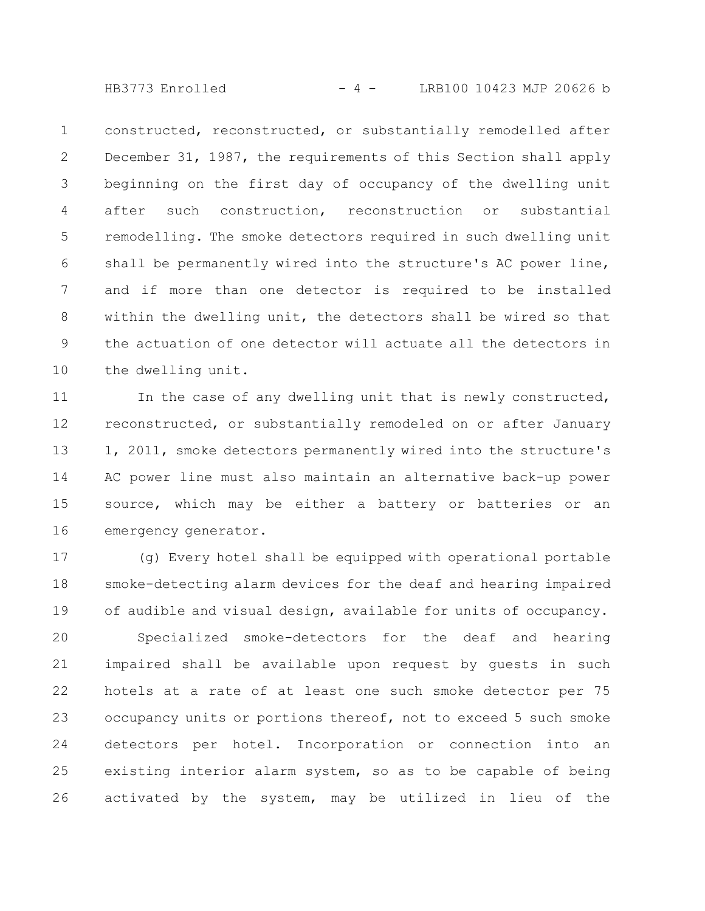constructed, reconstructed, or substantially remodelled after December 31, 1987, the requirements of this Section shall apply beginning on the first day of occupancy of the dwelling unit after such construction, reconstruction or substantial remodelling. The smoke detectors required in such dwelling unit shall be permanently wired into the structure's AC power line, and if more than one detector is required to be installed within the dwelling unit, the detectors shall be wired so that the actuation of one detector will actuate all the detectors in the dwelling unit.

In the case of any dwelling unit that is newly constructed, reconstructed, or substantially remodeled on or after January 1, 2011, smoke detectors permanently wired into the structure's AC power line must also maintain an alternative back-up power source, which may be either a battery or batteries or an emergency generator.

(g) Every hotel shall be equipped with operational portable smoke-detecting alarm devices for the deaf and hearing impaired of audible and visual design, available for units of occupancy.

Specialized smoke-detectors for the deaf and hearing impaired shall be available upon request by guests in such hotels at a rate of at least one such smoke detector per 75 occupancy units or portions thereof, not to exceed 5 such smoke detectors per hotel. Incorporation or connection into an existing interior alarm system, so as to be capable of being activated by the system, may be utilized in lieu of the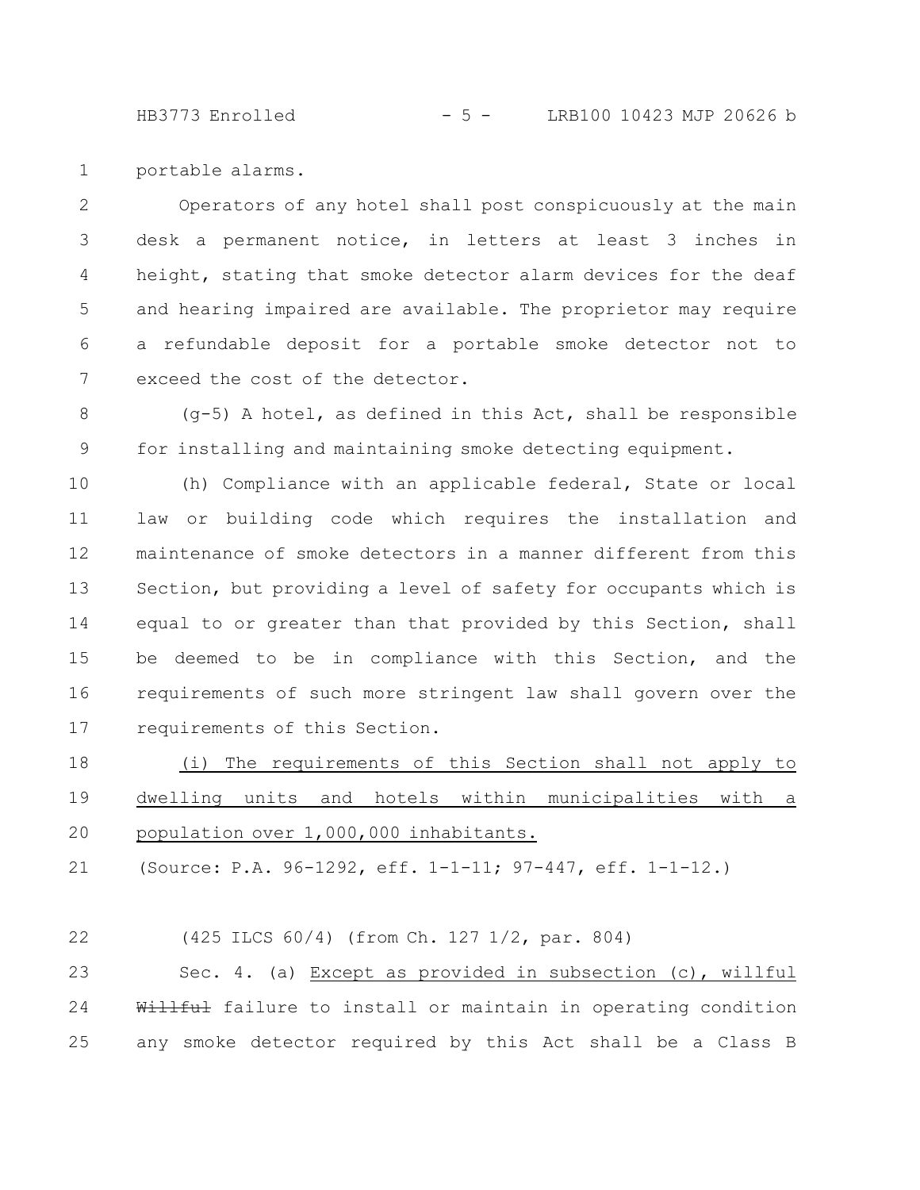portable alarms.

Operators of any hotel shall post conspicuously at the main desk a permanent notice, in letters at least 3 inches in height, stating that smoke detector alarm devices for the deaf and hearing impaired are available. The proprietor may require a refundable deposit for a portable smoke detector not to exceed the cost of the detector.

(g-5) A hotel, as defined in this Act, shall be responsible for installing and maintaining smoke detecting equipment.

(h) Compliance with an applicable federal, State or local law or building code which requires the installation and maintenance of smoke detectors in a manner different from this Section, but providing a level of safety for occupants which is equal to or greater than that provided by this Section, shall be deemed to be in compliance with this Section, and the requirements of such more stringent law shall govern over the requirements of this Section.

(i) The requirements of this Section shall not apply to dwelling units and hotels within municipalities with a population over 1,000,000 inhabitants.

(Source: P.A. 96-1292, eff. 1-1-11; 97-447, eff. 1-1-12.)

(425 ILCS 60/4) (from Ch. 127 1/2, par. 804)

Sec. 4. (a) Except as provided in subsection (c), willful ~~Willful~~ failure to install or maintain in operating condition any smoke detector required by this Act shall be a Class B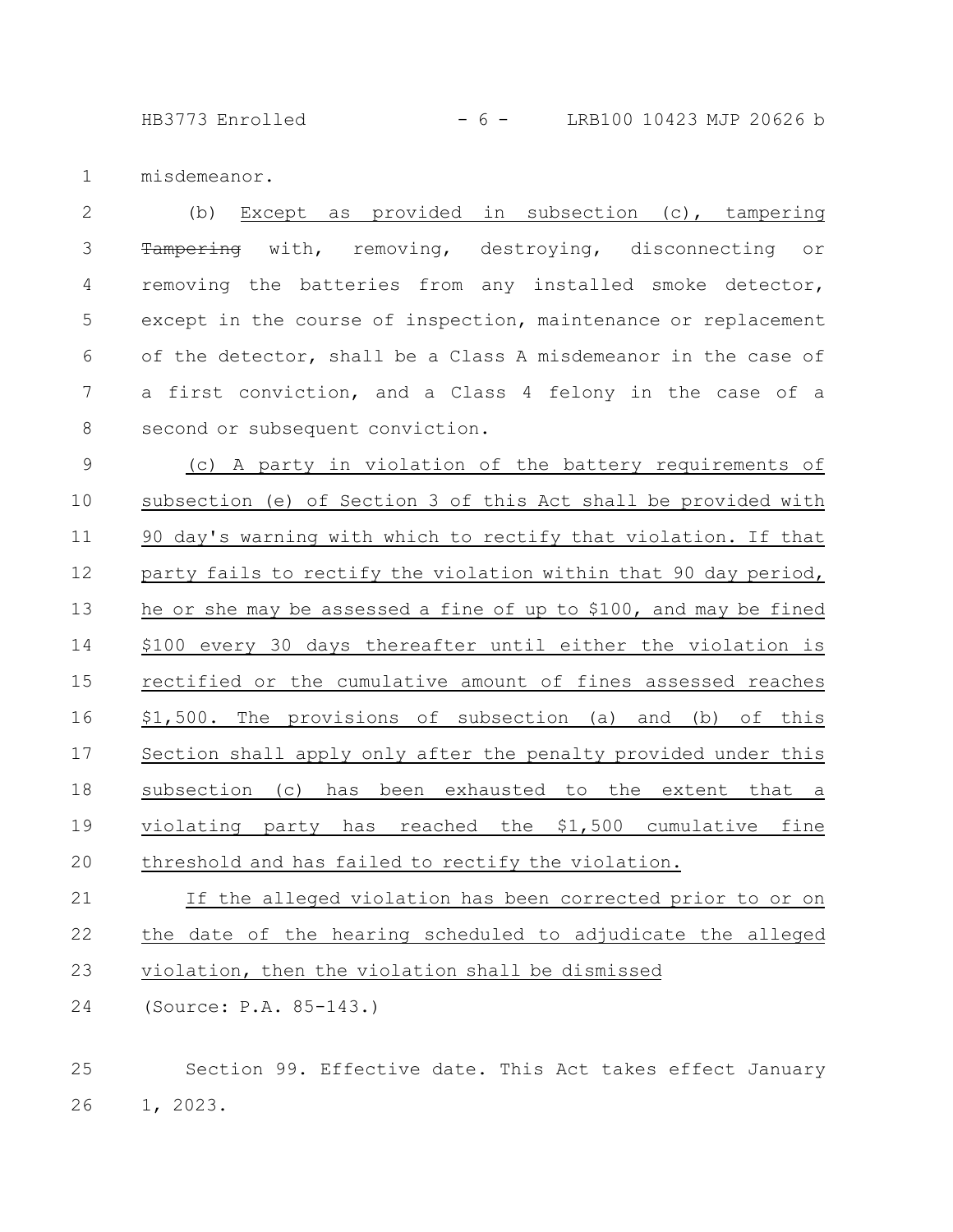misdemeanor.

(b) Except as provided in subsection (c), tampering ~~Tampering~~ with, removing, destroying, disconnecting or removing the batteries from any installed smoke detector, except in the course of inspection, maintenance or replacement of the detector, shall be a Class A misdemeanor in the case of a first conviction, and a Class 4 felony in the case of a second or subsequent conviction.

(c) A party in violation of the battery requirements of subsection (e) of Section 3 of this Act shall be provided with 90 day's warning with which to rectify that violation. If that party fails to rectify the violation within that 90 day period, he or she may be assessed a fine of up to $100, and may be fined $100 every 30 days thereafter until either the violation is rectified or the cumulative amount of fines assessed reaches $1,500. The provisions of subsection (a) and (b) of this Section shall apply only after the penalty provided under this subsection (c) has been exhausted to the extent that a violating party has reached the $1,500 cumulative fine threshold and has failed to rectify the violation.

If the alleged violation has been corrected prior to or on the date of the hearing scheduled to adjudicate the alleged violation, then the violation shall be dismissed

(Source: P.A. 85-143.)

Section 99. Effective date. This Act takes effect January 1, 2023.